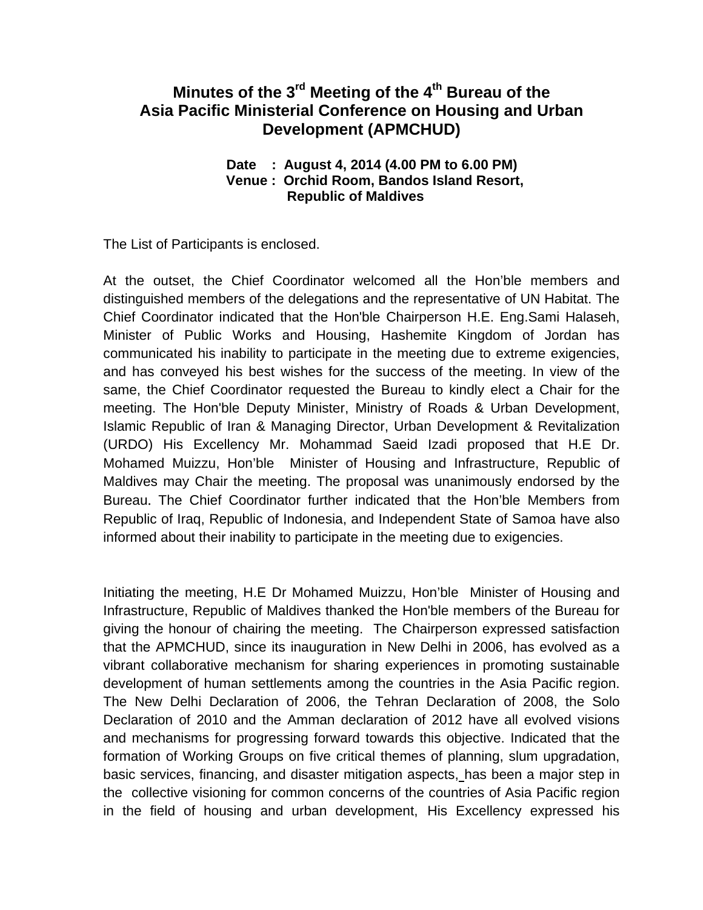# Minutes of the 3rd Meeting of the 4th Bureau of the Asia Pacific Ministerial Conference on Housing and Urban Development (APMCHUD)

**Date : August 4, 2014 (4.00 PM to 6.00 PM)**
**Venue : Orchid Room, Bandos Island Resort, Republic of Maldives**

The List of Participants is enclosed.

At the outset, the Chief Coordinator welcomed all the Hon'ble members and distinguished members of the delegations and the representative of UN Habitat. The Chief Coordinator indicated that the Hon'ble Chairperson H.E. Eng.Sami Halaseh, Minister of Public Works and Housing, Hashemite Kingdom of Jordan has communicated his inability to participate in the meeting due to extreme exigencies, and has conveyed his best wishes for the success of the meeting. In view of the same, the Chief Coordinator requested the Bureau to kindly elect a Chair for the meeting. The Hon'ble Deputy Minister, Ministry of Roads & Urban Development, Islamic Republic of Iran & Managing Director, Urban Development & Revitalization (URDO) His Excellency Mr. Mohammad Saeid Izadi proposed that H.E Dr. Mohamed Muizzu, Hon'ble Minister of Housing and Infrastructure, Republic of Maldives may Chair the meeting. The proposal was unanimously endorsed by the Bureau. The Chief Coordinator further indicated that the Hon'ble Members from Republic of Iraq, Republic of Indonesia, and Independent State of Samoa have also informed about their inability to participate in the meeting due to exigencies.

Initiating the meeting, H.E Dr Mohamed Muizzu, Hon'ble Minister of Housing and Infrastructure, Republic of Maldives thanked the Hon'ble members of the Bureau for giving the honour of chairing the meeting. The Chairperson expressed satisfaction that the APMCHUD, since its inauguration in New Delhi in 2006, has evolved as a vibrant collaborative mechanism for sharing experiences in promoting sustainable development of human settlements among the countries in the Asia Pacific region. The New Delhi Declaration of 2006, the Tehran Declaration of 2008, the Solo Declaration of 2010 and the Amman declaration of 2012 have all evolved visions and mechanisms for progressing forward towards this objective. Indicated that the formation of Working Groups on five critical themes of planning, slum upgradation, basic services, financing, and disaster mitigation aspects, has been a major step in the collective visioning for common concerns of the countries of Asia Pacific region in the field of housing and urban development, His Excellency expressed his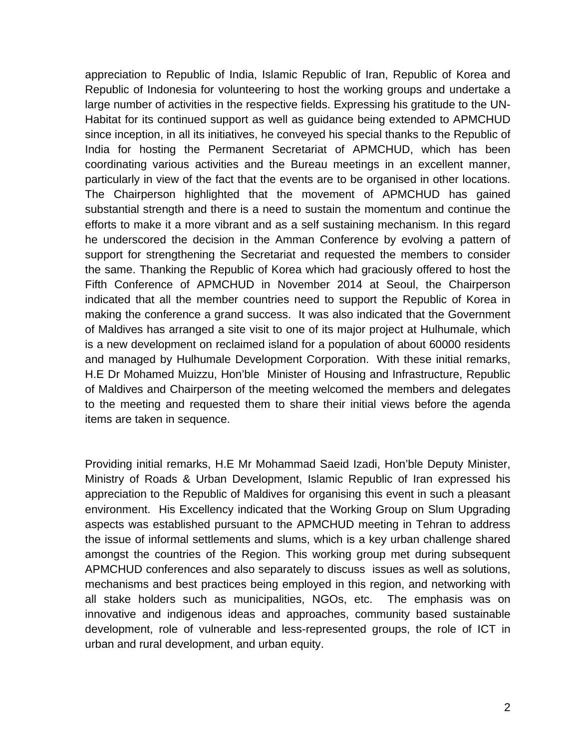appreciation to Republic of India, Islamic Republic of Iran, Republic of Korea and Republic of Indonesia for volunteering to host the working groups and undertake a large number of activities in the respective fields. Expressing his gratitude to the UN-Habitat for its continued support as well as guidance being extended to APMCHUD since inception, in all its initiatives, he conveyed his special thanks to the Republic of India for hosting the Permanent Secretariat of APMCHUD, which has been coordinating various activities and the Bureau meetings in an excellent manner, particularly in view of the fact that the events are to be organised in other locations. The Chairperson highlighted that the movement of APMCHUD has gained substantial strength and there is a need to sustain the momentum and continue the efforts to make it a more vibrant and as a self sustaining mechanism. In this regard he underscored the decision in the Amman Conference by evolving a pattern of support for strengthening the Secretariat and requested the members to consider the same. Thanking the Republic of Korea which had graciously offered to host the Fifth Conference of APMCHUD in November 2014 at Seoul, the Chairperson indicated that all the member countries need to support the Republic of Korea in making the conference a grand success. It was also indicated that the Government of Maldives has arranged a site visit to one of its major project at Hulhumale, which is a new development on reclaimed island for a population of about 60000 residents and managed by Hulhumale Development Corporation. With these initial remarks, H.E Dr Mohamed Muizzu, Hon'ble Minister of Housing and Infrastructure, Republic of Maldives and Chairperson of the meeting welcomed the members and delegates to the meeting and requested them to share their initial views before the agenda items are taken in sequence.

Providing initial remarks, H.E Mr Mohammad Saeid Izadi, Hon'ble Deputy Minister, Ministry of Roads & Urban Development, Islamic Republic of Iran expressed his appreciation to the Republic of Maldives for organising this event in such a pleasant environment. His Excellency indicated that the Working Group on Slum Upgrading aspects was established pursuant to the APMCHUD meeting in Tehran to address the issue of informal settlements and slums, which is a key urban challenge shared amongst the countries of the Region. This working group met during subsequent APMCHUD conferences and also separately to discuss issues as well as solutions, mechanisms and best practices being employed in this region, and networking with all stake holders such as municipalities, NGOs, etc. The emphasis was on innovative and indigenous ideas and approaches, community based sustainable development, role of vulnerable and less-represented groups, the role of ICT in urban and rural development, and urban equity.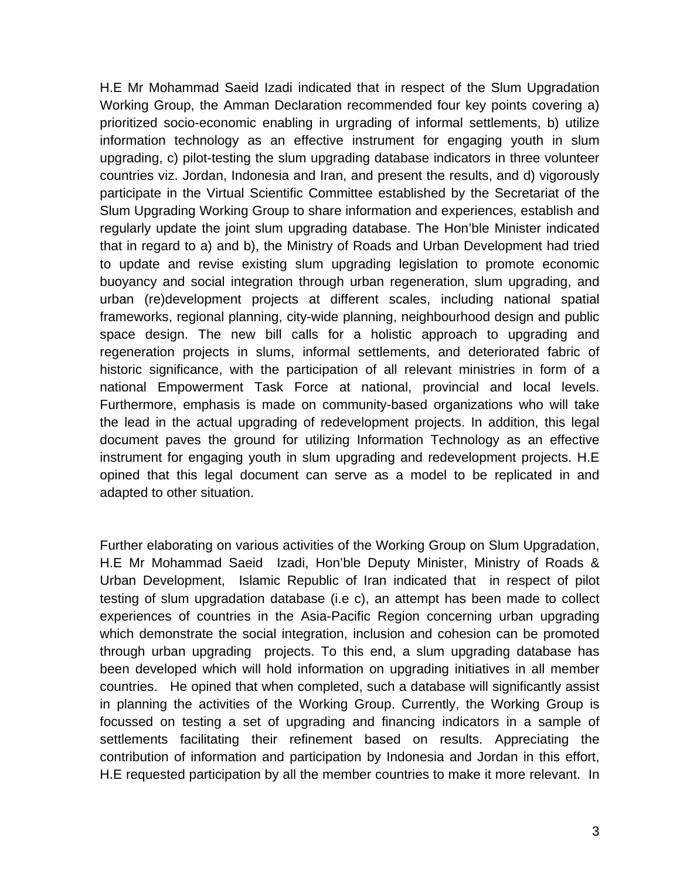H.E Mr Mohammad Saeid Izadi indicated that in respect of the Slum Upgradation Working Group, the Amman Declaration recommended four key points covering a) prioritized socio-economic enabling in urgrading of informal settlements, b) utilize information technology as an effective instrument for engaging youth in slum upgrading, c) pilot-testing the slum upgrading database indicators in three volunteer countries viz. Jordan, Indonesia and Iran, and present the results, and d) vigorously participate in the Virtual Scientific Committee established by the Secretariat of the Slum Upgrading Working Group to share information and experiences, establish and regularly update the joint slum upgrading database. The Hon'ble Minister indicated that in regard to a) and b), the Ministry of Roads and Urban Development had tried to update and revise existing slum upgrading legislation to promote economic buoyancy and social integration through urban regeneration, slum upgrading, and urban (re)development projects at different scales, including national spatial frameworks, regional planning, city-wide planning, neighbourhood design and public space design. The new bill calls for a holistic approach to upgrading and regeneration projects in slums, informal settlements, and deteriorated fabric of historic significance, with the participation of all relevant ministries in form of a national Empowerment Task Force at national, provincial and local levels. Furthermore, emphasis is made on community-based organizations who will take the lead in the actual upgrading of redevelopment projects. In addition, this legal document paves the ground for utilizing Information Technology as an effective instrument for engaging youth in slum upgrading and redevelopment projects. H.E opined that this legal document can serve as a model to be replicated in and adapted to other situation.

Further elaborating on various activities of the Working Group on Slum Upgradation, H.E Mr Mohammad Saeid Izadi, Hon'ble Deputy Minister, Ministry of Roads & Urban Development, Islamic Republic of Iran indicated that in respect of pilot testing of slum upgradation database (i.e c), an attempt has been made to collect experiences of countries in the Asia-Pacific Region concerning urban upgrading which demonstrate the social integration, inclusion and cohesion can be promoted through urban upgrading projects. To this end, a slum upgrading database has been developed which will hold information on upgrading initiatives in all member countries. He opined that when completed, such a database will significantly assist in planning the activities of the Working Group. Currently, the Working Group is focussed on testing a set of upgrading and financing indicators in a sample of settlements facilitating their refinement based on results. Appreciating the contribution of information and participation by Indonesia and Jordan in this effort, H.E requested participation by all the member countries to make it more relevant. In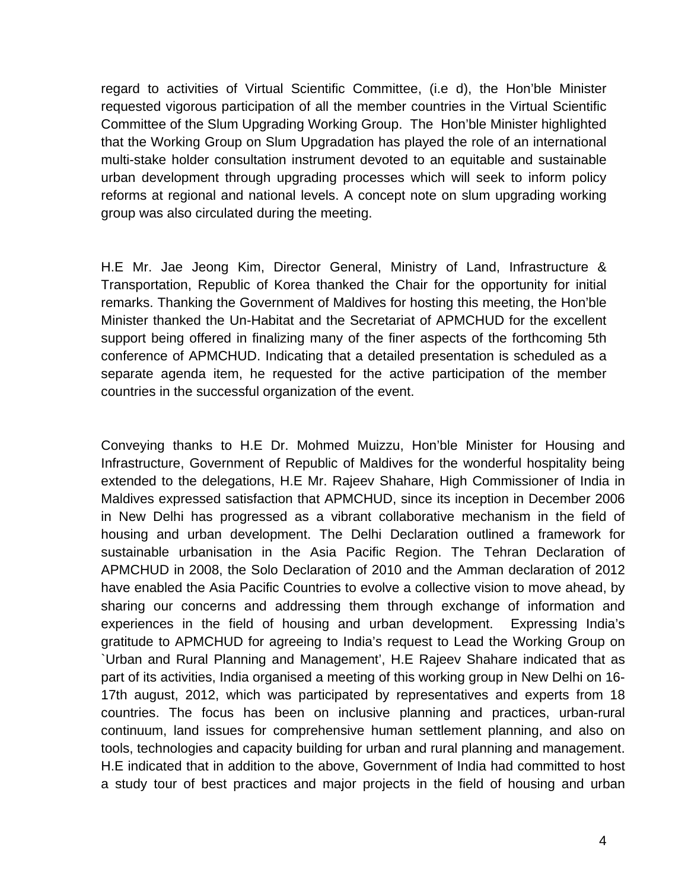regard to activities of Virtual Scientific Committee, (i.e d), the Hon'ble Minister requested vigorous participation of all the member countries in the Virtual Scientific Committee of the Slum Upgrading Working Group. The Hon'ble Minister highlighted that the Working Group on Slum Upgradation has played the role of an international multi-stake holder consultation instrument devoted to an equitable and sustainable urban development through upgrading processes which will seek to inform policy reforms at regional and national levels. A concept note on slum upgrading working group was also circulated during the meeting.

H.E Mr. Jae Jeong Kim, Director General, Ministry of Land, Infrastructure & Transportation, Republic of Korea thanked the Chair for the opportunity for initial remarks. Thanking the Government of Maldives for hosting this meeting, the Hon'ble Minister thanked the Un-Habitat and the Secretariat of APMCHUD for the excellent support being offered in finalizing many of the finer aspects of the forthcoming 5th conference of APMCHUD. Indicating that a detailed presentation is scheduled as a separate agenda item, he requested for the active participation of the member countries in the successful organization of the event.

Conveying thanks to H.E Dr. Mohmed Muizzu, Hon'ble Minister for Housing and Infrastructure, Government of Republic of Maldives for the wonderful hospitality being extended to the delegations, H.E Mr. Rajeev Shahare, High Commissioner of India in Maldives expressed satisfaction that APMCHUD, since its inception in December 2006 in New Delhi has progressed as a vibrant collaborative mechanism in the field of housing and urban development. The Delhi Declaration outlined a framework for sustainable urbanisation in the Asia Pacific Region. The Tehran Declaration of APMCHUD in 2008, the Solo Declaration of 2010 and the Amman declaration of 2012 have enabled the Asia Pacific Countries to evolve a collective vision to move ahead, by sharing our concerns and addressing them through exchange of information and experiences in the field of housing and urban development. Expressing India's gratitude to APMCHUD for agreeing to India's request to Lead the Working Group on `Urban and Rural Planning and Management', H.E Rajeev Shahare indicated that as part of its activities, India organised a meeting of this working group in New Delhi on 16-17th august, 2012, which was participated by representatives and experts from 18 countries. The focus has been on inclusive planning and practices, urban-rural continuum, land issues for comprehensive human settlement planning, and also on tools, technologies and capacity building for urban and rural planning and management. H.E indicated that in addition to the above, Government of India had committed to host a study tour of best practices and major projects in the field of housing and urban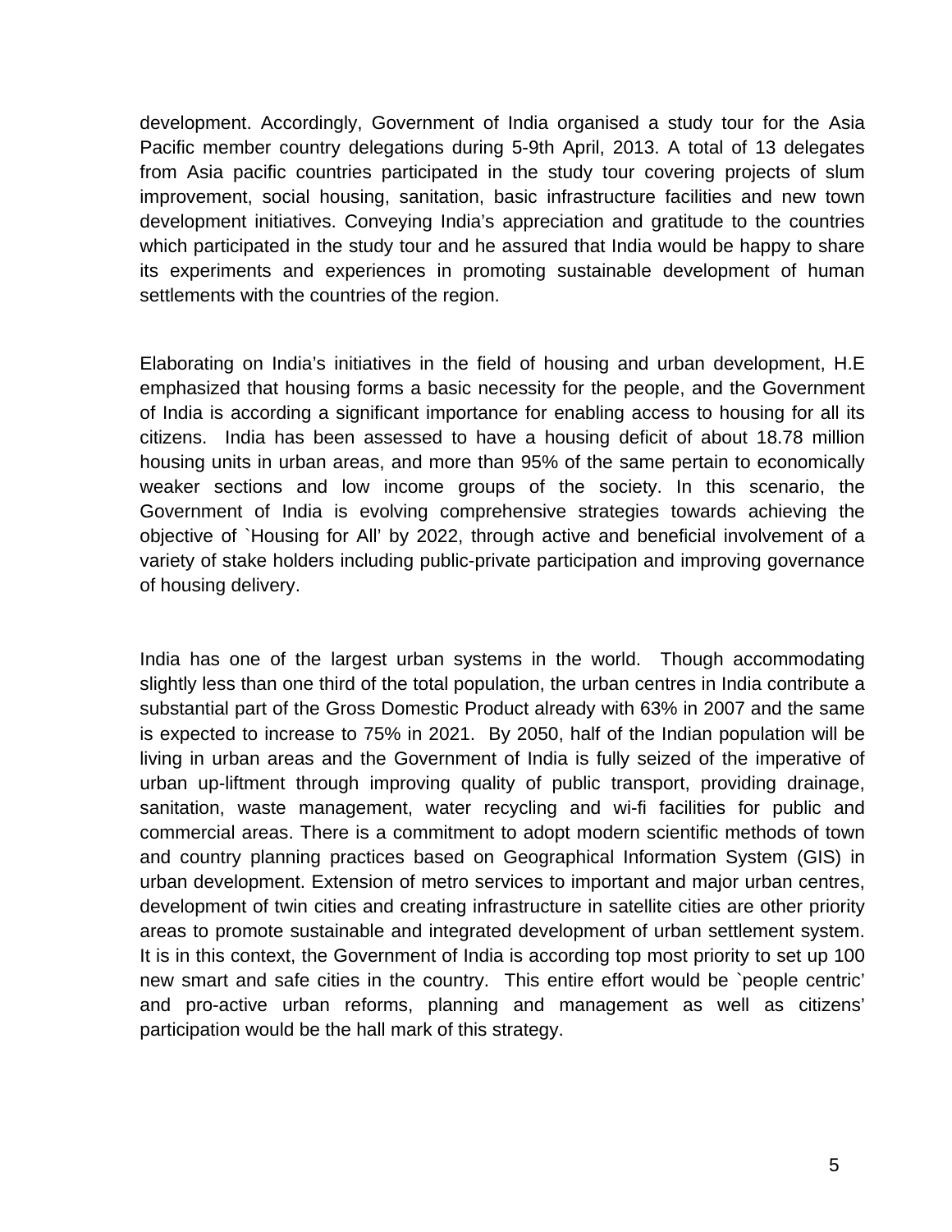development. Accordingly, Government of India organised a study tour for the Asia Pacific member country delegations during 5-9th April, 2013. A total of 13 delegates from Asia pacific countries participated in the study tour covering projects of slum improvement, social housing, sanitation, basic infrastructure facilities and new town development initiatives. Conveying India's appreciation and gratitude to the countries which participated in the study tour and he assured that India would be happy to share its experiments and experiences in promoting sustainable development of human settlements with the countries of the region.

Elaborating on India's initiatives in the field of housing and urban development, H.E emphasized that housing forms a basic necessity for the people, and the Government of India is according a significant importance for enabling access to housing for all its citizens. India has been assessed to have a housing deficit of about 18.78 million housing units in urban areas, and more than 95% of the same pertain to economically weaker sections and low income groups of the society. In this scenario, the Government of India is evolving comprehensive strategies towards achieving the objective of `Housing for All' by 2022, through active and beneficial involvement of a variety of stake holders including public-private participation and improving governance of housing delivery.

India has one of the largest urban systems in the world. Though accommodating slightly less than one third of the total population, the urban centres in India contribute a substantial part of the Gross Domestic Product already with 63% in 2007 and the same is expected to increase to 75% in 2021. By 2050, half of the Indian population will be living in urban areas and the Government of India is fully seized of the imperative of urban up-liftment through improving quality of public transport, providing drainage, sanitation, waste management, water recycling and wi-fi facilities for public and commercial areas. There is a commitment to adopt modern scientific methods of town and country planning practices based on Geographical Information System (GIS) in urban development. Extension of metro services to important and major urban centres, development of twin cities and creating infrastructure in satellite cities are other priority areas to promote sustainable and integrated development of urban settlement system. It is in this context, the Government of India is according top most priority to set up 100 new smart and safe cities in the country. This entire effort would be `people centric' and pro-active urban reforms, planning and management as well as citizens' participation would be the hall mark of this strategy.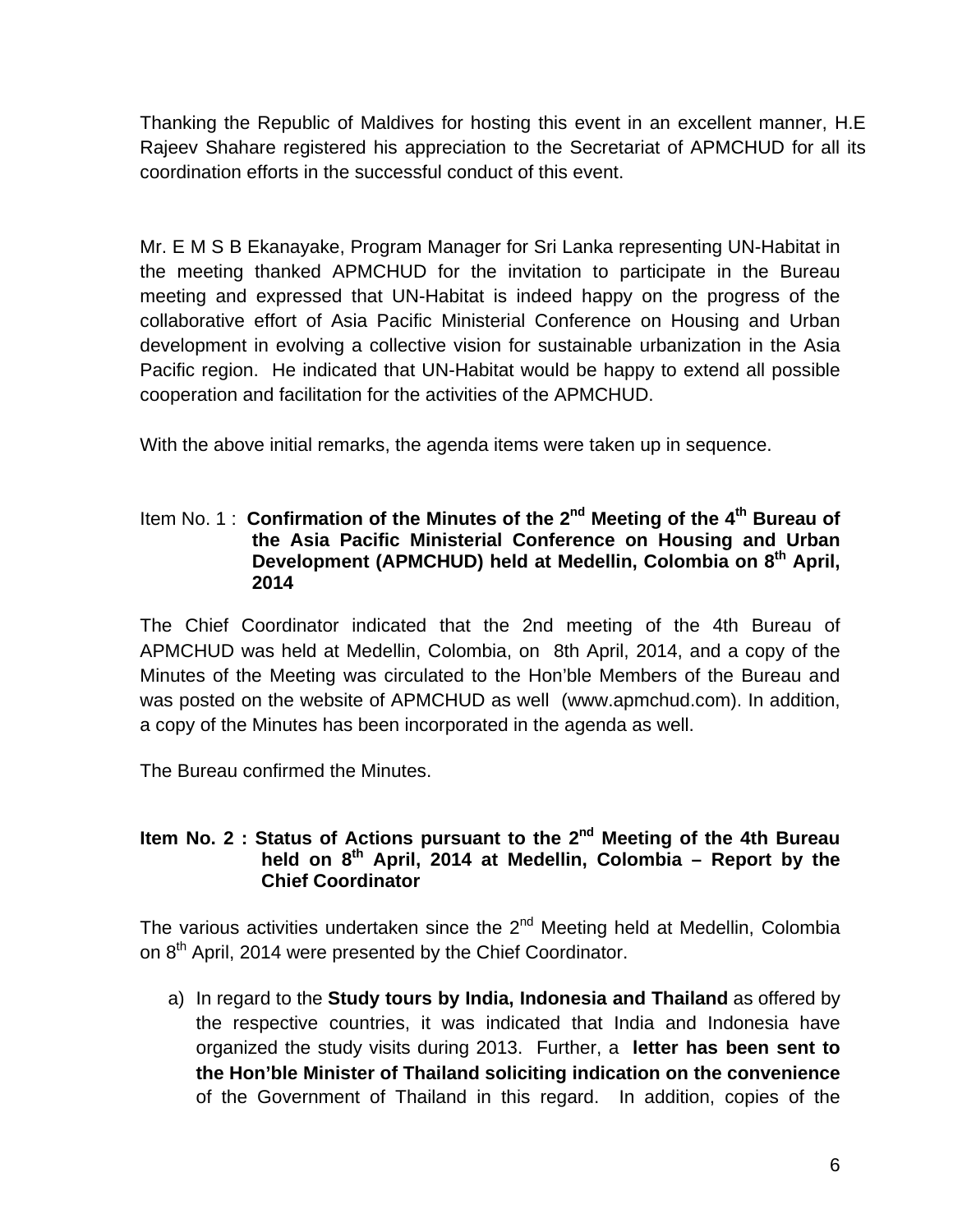Thanking the Republic of Maldives for hosting this event in an excellent manner, H.E Rajeev Shahare registered his appreciation to the Secretariat of APMCHUD for all its coordination efforts in the successful conduct of this event.

Mr. E M S B Ekanayake, Program Manager for Sri Lanka representing UN-Habitat in the meeting thanked APMCHUD for the invitation to participate in the Bureau meeting and expressed that UN-Habitat is indeed happy on the progress of the collaborative effort of Asia Pacific Ministerial Conference on Housing and Urban development in evolving a collective vision for sustainable urbanization in the Asia Pacific region. He indicated that UN-Habitat would be happy to extend all possible cooperation and facilitation for the activities of the APMCHUD.

With the above initial remarks, the agenda items were taken up in sequence.

Item No. 1 : **Confirmation of the Minutes of the 2nd Meeting of the 4th Bureau of the Asia Pacific Ministerial Conference on Housing and Urban Development (APMCHUD) held at Medellin, Colombia on 8th April, 2014**

The Chief Coordinator indicated that the 2nd meeting of the 4th Bureau of APMCHUD was held at Medellin, Colombia, on 8th April, 2014, and a copy of the Minutes of the Meeting was circulated to the Hon'ble Members of the Bureau and was posted on the website of APMCHUD as well (www.apmchud.com). In addition, a copy of the Minutes has been incorporated in the agenda as well.

The Bureau confirmed the Minutes.

**Item No. 2 : Status of Actions pursuant to the 2nd Meeting of the 4th Bureau held on 8th April, 2014 at Medellin, Colombia – Report by the Chief Coordinator**

The various activities undertaken since the 2nd Meeting held at Medellin, Colombia on 8th April, 2014 were presented by the Chief Coordinator.

a) In regard to the **Study tours by India, Indonesia and Thailand** as offered by the respective countries, it was indicated that India and Indonesia have organized the study visits during 2013. Further, a **letter has been sent to the Hon'ble Minister of Thailand soliciting indication on the convenience** of the Government of Thailand in this regard. In addition, copies of the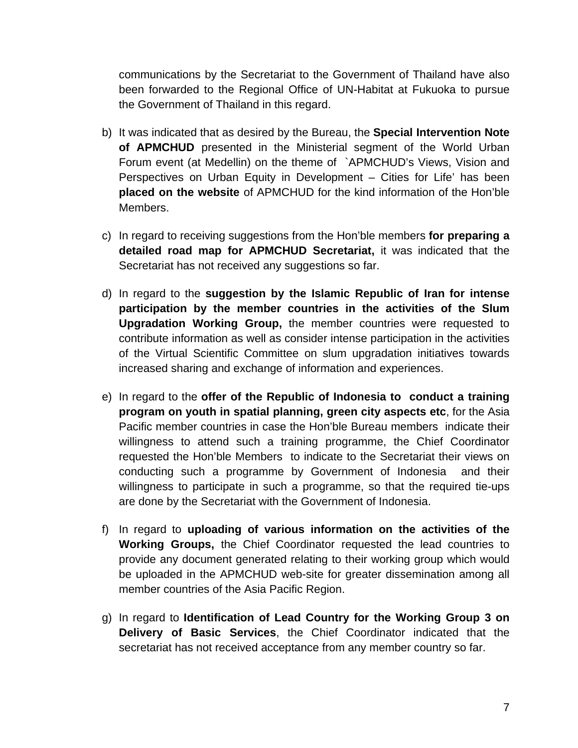communications by the Secretariat to the Government of Thailand have also been forwarded to the Regional Office of UN-Habitat at Fukuoka to pursue the Government of Thailand in this regard.

b) It was indicated that as desired by the Bureau, the **Special Intervention Note of APMCHUD** presented in the Ministerial segment of the World Urban Forum event (at Medellin) on the theme of `APMCHUD's Views, Vision and Perspectives on Urban Equity in Development – Cities for Life' has been **placed on the website** of APMCHUD for the kind information of the Hon'ble Members.

c) In regard to receiving suggestions from the Hon'ble members **for preparing a detailed road map for APMCHUD Secretariat,** it was indicated that the Secretariat has not received any suggestions so far.

d) In regard to the **suggestion by the Islamic Republic of Iran for intense participation by the member countries in the activities of the Slum Upgradation Working Group,** the member countries were requested to contribute information as well as consider intense participation in the activities of the Virtual Scientific Committee on slum upgradation initiatives towards increased sharing and exchange of information and experiences.

e) In regard to the **offer of the Republic of Indonesia to conduct a training program on youth in spatial planning, green city aspects etc**, for the Asia Pacific member countries in case the Hon'ble Bureau members indicate their willingness to attend such a training programme, the Chief Coordinator requested the Hon'ble Members to indicate to the Secretariat their views on conducting such a programme by Government of Indonesia and their willingness to participate in such a programme, so that the required tie-ups are done by the Secretariat with the Government of Indonesia.

f) In regard to **uploading of various information on the activities of the Working Groups,** the Chief Coordinator requested the lead countries to provide any document generated relating to their working group which would be uploaded in the APMCHUD web-site for greater dissemination among all member countries of the Asia Pacific Region.

g) In regard to **Identification of Lead Country for the Working Group 3 on Delivery of Basic Services**, the Chief Coordinator indicated that the secretariat has not received acceptance from any member country so far.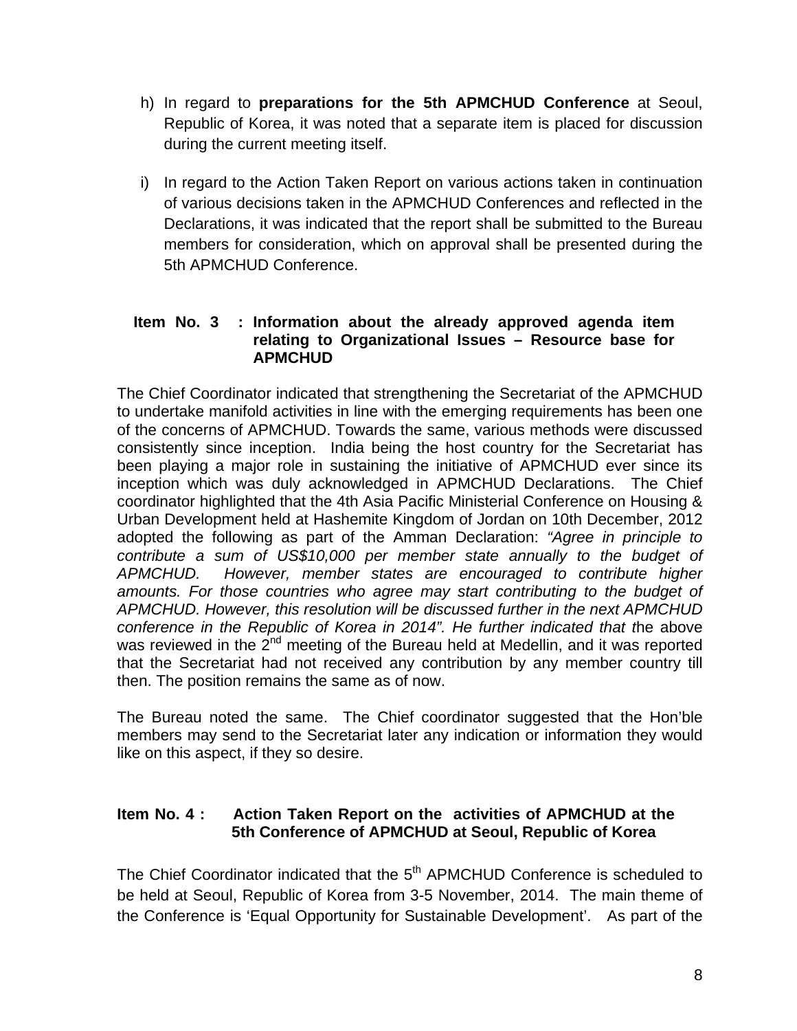h) In regard to **preparations for the 5th APMCHUD Conference** at Seoul, Republic of Korea, it was noted that a separate item is placed for discussion during the current meeting itself.

i) In regard to the Action Taken Report on various actions taken in continuation of various decisions taken in the APMCHUD Conferences and reflected in the Declarations, it was indicated that the report shall be submitted to the Bureau members for consideration, which on approval shall be presented during the 5th APMCHUD Conference.

**Item No. 3 : Information about the already approved agenda item relating to Organizational Issues – Resource base for APMCHUD**

The Chief Coordinator indicated that strengthening the Secretariat of the APMCHUD to undertake manifold activities in line with the emerging requirements has been one of the concerns of APMCHUD. Towards the same, various methods were discussed consistently since inception. India being the host country for the Secretariat has been playing a major role in sustaining the initiative of APMCHUD ever since its inception which was duly acknowledged in APMCHUD Declarations. The Chief coordinator highlighted that the 4th Asia Pacific Ministerial Conference on Housing & Urban Development held at Hashemite Kingdom of Jordan on 10th December, 2012 adopted the following as part of the Amman Declaration: *"Agree in principle to contribute a sum of US$10,000 per member state annually to the budget of APMCHUD. However, member states are encouraged to contribute higher amounts. For those countries who agree may start contributing to the budget of APMCHUD. However, this resolution will be discussed further in the next APMCHUD conference in the Republic of Korea in 2014". He further indicated that t*he above was reviewed in the 2nd meeting of the Bureau held at Medellin, and it was reported that the Secretariat had not received any contribution by any member country till then. The position remains the same as of now.

The Bureau noted the same. The Chief coordinator suggested that the Hon'ble members may send to the Secretariat later any indication or information they would like on this aspect, if they so desire.

**Item No. 4 : Action Taken Report on the activities of APMCHUD at the 5th Conference of APMCHUD at Seoul, Republic of Korea**

The Chief Coordinator indicated that the 5th APMCHUD Conference is scheduled to be held at Seoul, Republic of Korea from 3-5 November, 2014. The main theme of the Conference is 'Equal Opportunity for Sustainable Development'. As part of the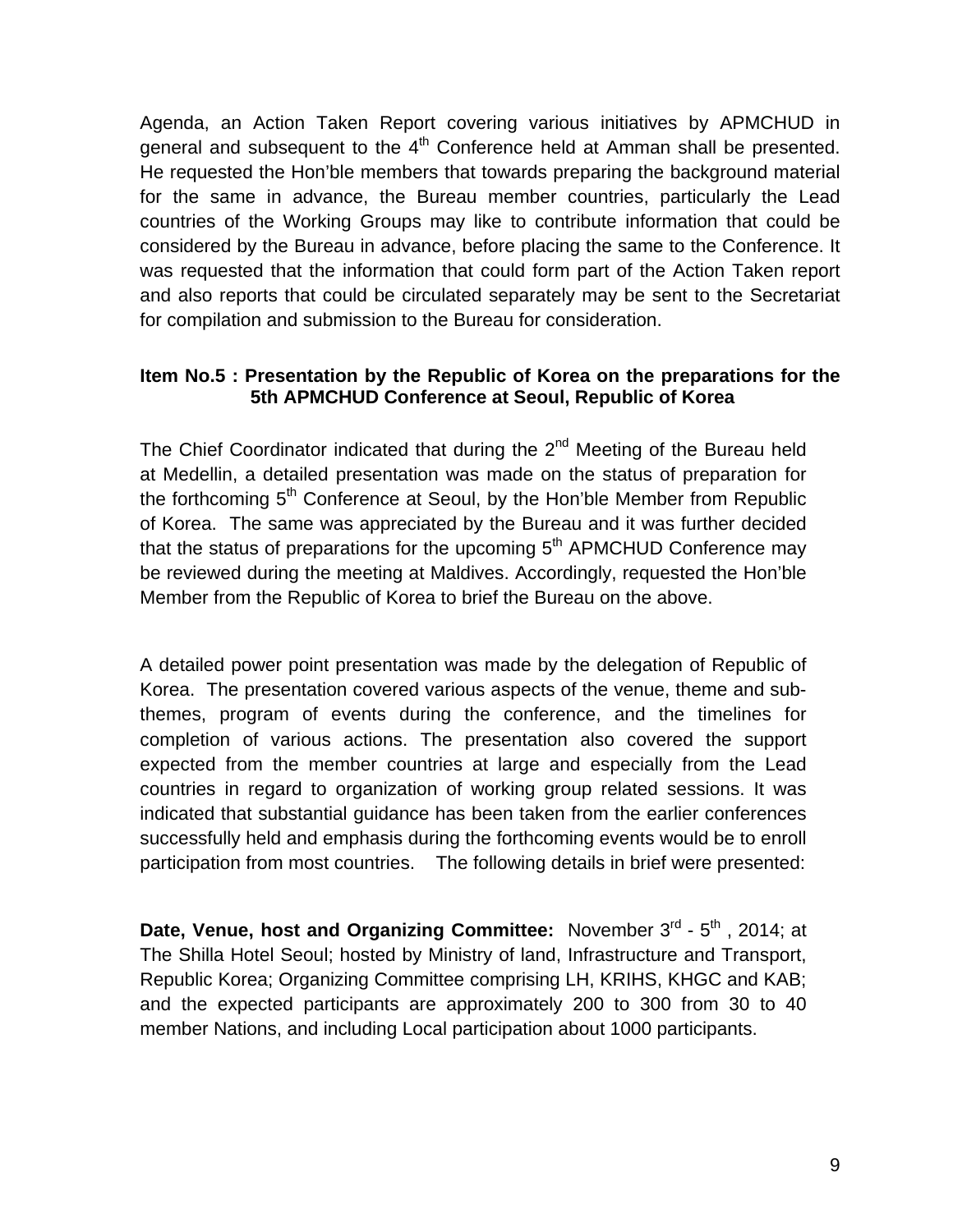Agenda, an Action Taken Report covering various initiatives by APMCHUD in general and subsequent to the 4th Conference held at Amman shall be presented. He requested the Hon'ble members that towards preparing the background material for the same in advance, the Bureau member countries, particularly the Lead countries of the Working Groups may like to contribute information that could be considered by the Bureau in advance, before placing the same to the Conference. It was requested that the information that could form part of the Action Taken report and also reports that could be circulated separately may be sent to the Secretariat for compilation and submission to the Bureau for consideration.

**Item No.5 : Presentation by the Republic of Korea on the preparations for the 5th APMCHUD Conference at Seoul, Republic of Korea**

The Chief Coordinator indicated that during the 2nd Meeting of the Bureau held at Medellin, a detailed presentation was made on the status of preparation for the forthcoming 5th Conference at Seoul, by the Hon'ble Member from Republic of Korea. The same was appreciated by the Bureau and it was further decided that the status of preparations for the upcoming 5th APMCHUD Conference may be reviewed during the meeting at Maldives. Accordingly, requested the Hon'ble Member from the Republic of Korea to brief the Bureau on the above.

A detailed power point presentation was made by the delegation of Republic of Korea. The presentation covered various aspects of the venue, theme and sub-themes, program of events during the conference, and the timelines for completion of various actions. The presentation also covered the support expected from the member countries at large and especially from the Lead countries in regard to organization of working group related sessions. It was indicated that substantial guidance has been taken from the earlier conferences successfully held and emphasis during the forthcoming events would be to enroll participation from most countries. The following details in brief were presented:

**Date, Venue, host and Organizing Committee:** November 3rd - 5th , 2014; at The Shilla Hotel Seoul; hosted by Ministry of land, Infrastructure and Transport, Republic Korea; Organizing Committee comprising LH, KRIHS, KHGC and KAB; and the expected participants are approximately 200 to 300 from 30 to 40 member Nations, and including Local participation about 1000 participants.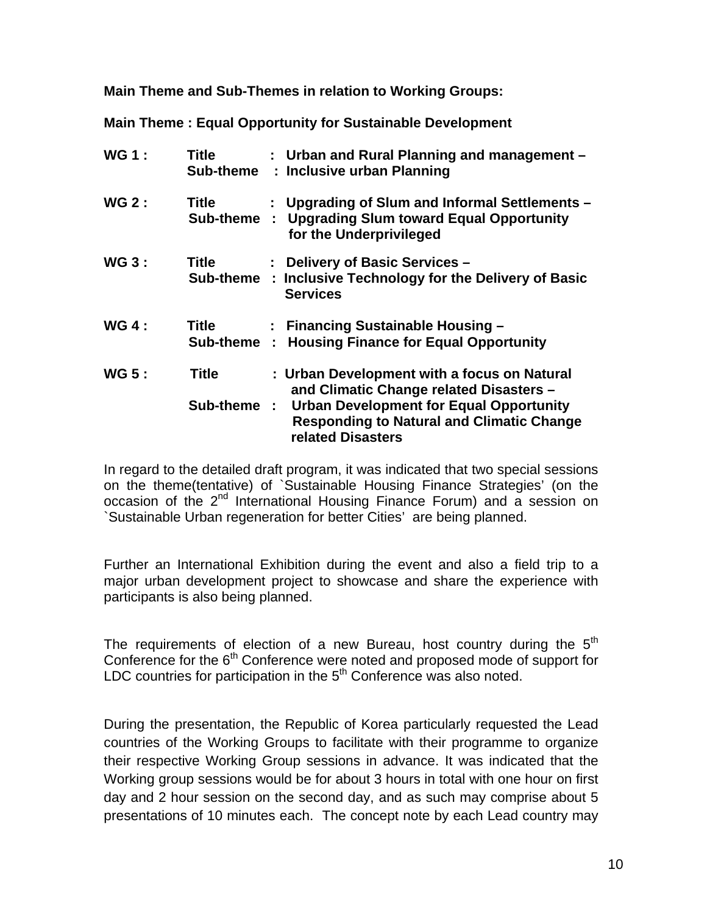**Main Theme and Sub-Themes in relation to Working Groups:**

**Main Theme : Equal Opportunity for Sustainable Development**

**WG 1 :** **Title : Urban and Rural Planning and management –**
**Sub-theme : Inclusive urban Planning**

**WG 2 :** **Title : Upgrading of Slum and Informal Settlements –**
**Sub-theme : Upgrading Slum toward Equal Opportunity for the Underprivileged**

**WG 3 :** **Title : Delivery of Basic Services –**
**Sub-theme : Inclusive Technology for the Delivery of Basic Services**

**WG 4 :** **Title : Financing Sustainable Housing –**
**Sub-theme : Housing Finance for Equal Opportunity**

**WG 5 :** **Title : Urban Development with a focus on Natural and Climatic Change related Disasters –**
**Sub-theme : Urban Development for Equal Opportunity Responding to Natural and Climatic Change related Disasters**

In regard to the detailed draft program, it was indicated that two special sessions on the theme(tentative) of `Sustainable Housing Finance Strategies' (on the occasion of the 2nd International Housing Finance Forum) and a session on `Sustainable Urban regeneration for better Cities' are being planned.

Further an International Exhibition during the event and also a field trip to a major urban development project to showcase and share the experience with participants is also being planned.

The requirements of election of a new Bureau, host country during the 5th Conference for the 6th Conference were noted and proposed mode of support for LDC countries for participation in the 5th Conference was also noted.

During the presentation, the Republic of Korea particularly requested the Lead countries of the Working Groups to facilitate with their programme to organize their respective Working Group sessions in advance. It was indicated that the Working group sessions would be for about 3 hours in total with one hour on first day and 2 hour session on the second day, and as such may comprise about 5 presentations of 10 minutes each. The concept note by each Lead country may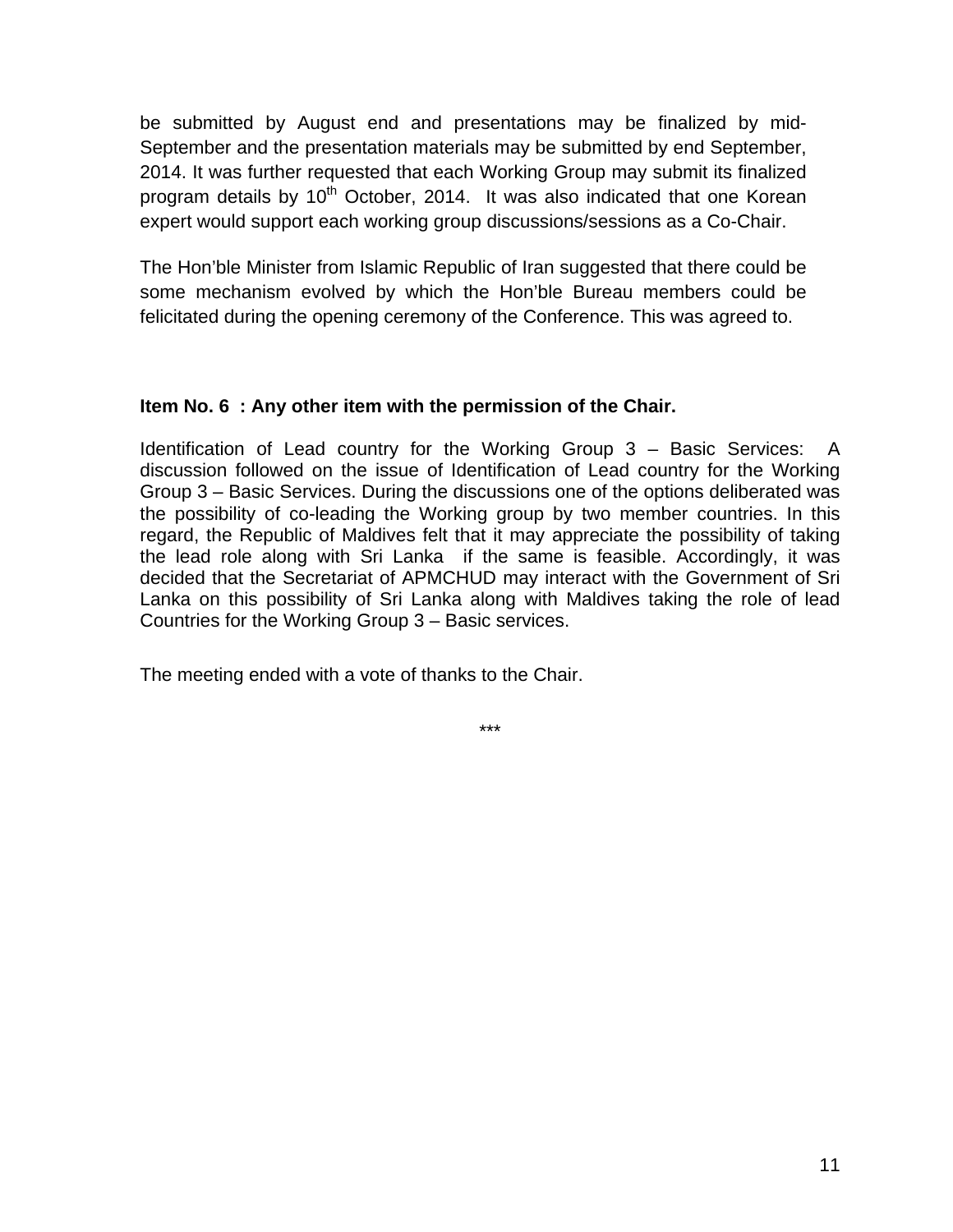be submitted by August end and presentations may be finalized by mid-September and the presentation materials may be submitted by end September, 2014. It was further requested that each Working Group may submit its finalized program details by 10th October, 2014. It was also indicated that one Korean expert would support each working group discussions/sessions as a Co-Chair.

The Hon'ble Minister from Islamic Republic of Iran suggested that there could be some mechanism evolved by which the Hon'ble Bureau members could be felicitated during the opening ceremony of the Conference. This was agreed to.

**Item No. 6 : Any other item with the permission of the Chair.**

Identification of Lead country for the Working Group 3 – Basic Services: A discussion followed on the issue of Identification of Lead country for the Working Group 3 – Basic Services. During the discussions one of the options deliberated was the possibility of co-leading the Working group by two member countries. In this regard, the Republic of Maldives felt that it may appreciate the possibility of taking the lead role along with Sri Lanka if the same is feasible. Accordingly, it was decided that the Secretariat of APMCHUD may interact with the Government of Sri Lanka on this possibility of Sri Lanka along with Maldives taking the role of lead Countries for the Working Group 3 – Basic services.

The meeting ended with a vote of thanks to the Chair.

***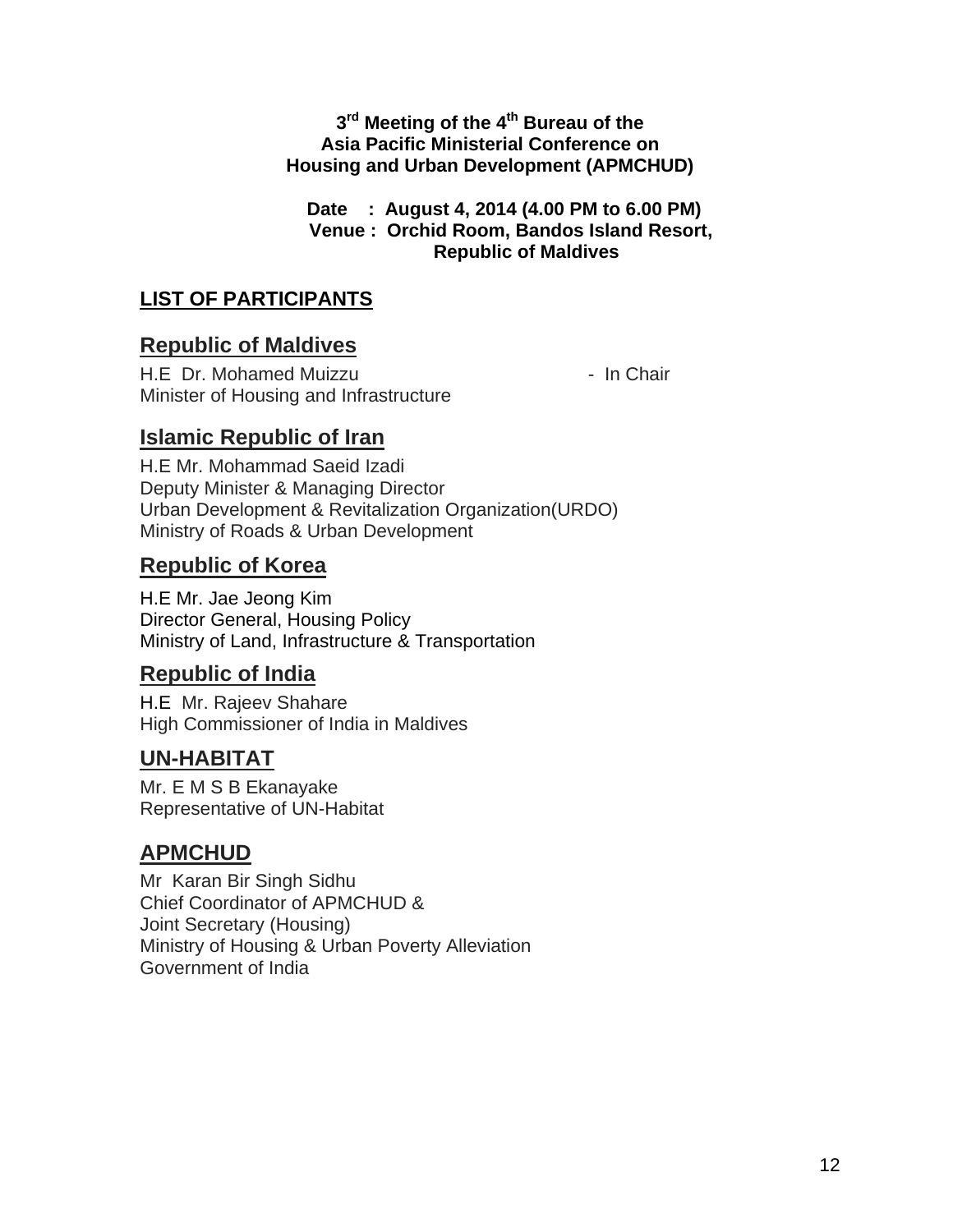**3rd Meeting of the 4th Bureau of the**
**Asia Pacific Ministerial Conference on**
**Housing and Urban Development (APMCHUD)**

**Date : August 4, 2014 (4.00 PM to 6.00 PM)**
**Venue : Orchid Room, Bandos Island Resort,**
**Republic of Maldives**

**<u>LIST OF PARTICIPANTS</u>**

## Republic of Maldives

H.E Dr. Mohamed Muizzu - In Chair
Minister of Housing and Infrastructure

## Islamic Republic of Iran

H.E Mr. Mohammad Saeid Izadi
Deputy Minister & Managing Director
Urban Development & Revitalization Organization(URDO)
Ministry of Roads & Urban Development

## Republic of Korea

H.E Mr. Jae Jeong Kim
Director General, Housing Policy
Ministry of Land, Infrastructure & Transportation

## Republic of India

H.E Mr. Rajeev Shahare
High Commissioner of India in Maldives

## UN-HABITAT

Mr. E M S B Ekanayake
Representative of UN-Habitat

## APMCHUD

Mr Karan Bir Singh Sidhu
Chief Coordinator of APMCHUD &
Joint Secretary (Housing)
Ministry of Housing & Urban Poverty Alleviation
Government of India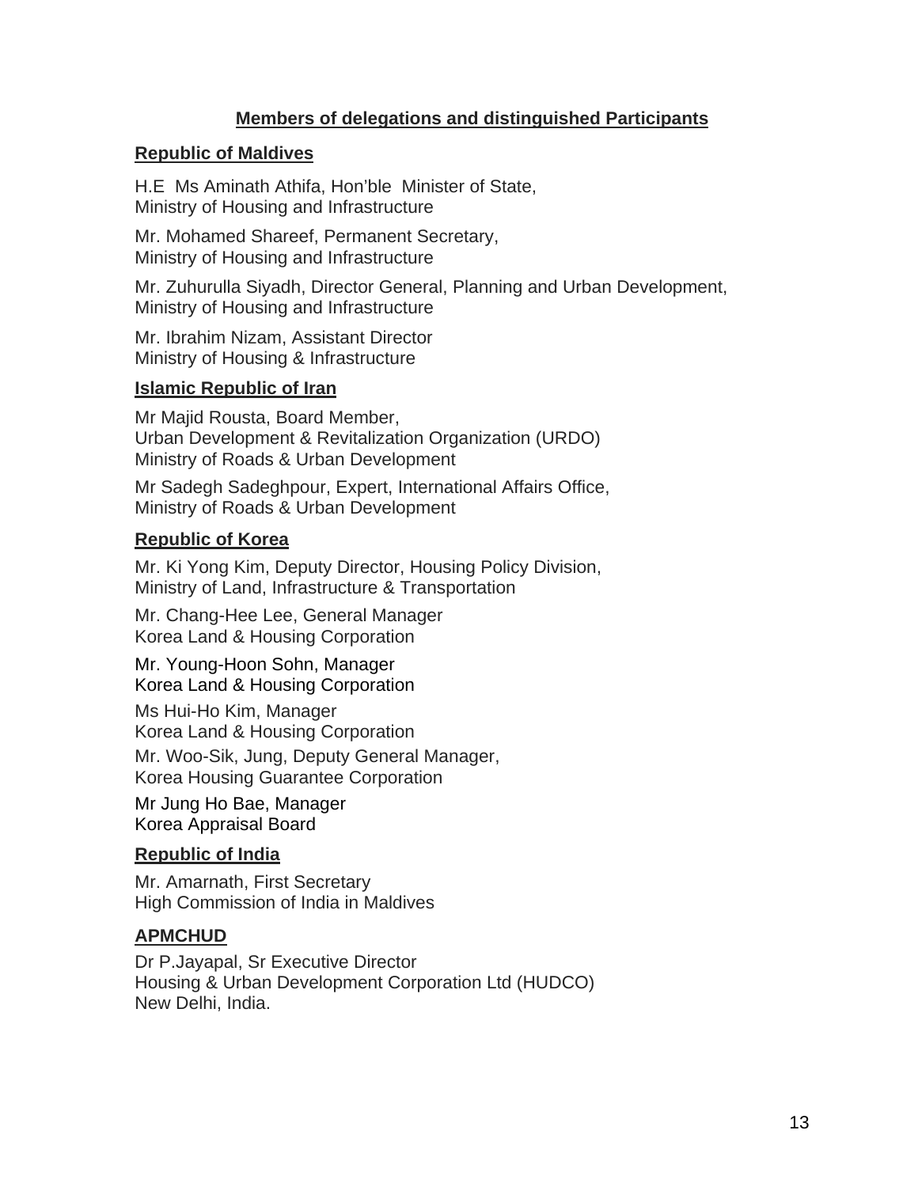## Members of delegations and distinguished Participants

### Republic of Maldives

H.E Ms Aminath Athifa, Hon'ble Minister of State,
Ministry of Housing and Infrastructure

Mr. Mohamed Shareef, Permanent Secretary,
Ministry of Housing and Infrastructure

Mr. Zuhurulla Siyadh, Director General, Planning and Urban Development,
Ministry of Housing and Infrastructure

Mr. Ibrahim Nizam, Assistant Director
Ministry of Housing & Infrastructure

### Islamic Republic of Iran

Mr Majid Rousta, Board Member,
Urban Development & Revitalization Organization (URDO)
Ministry of Roads & Urban Development

Mr Sadegh Sadeghpour, Expert, International Affairs Office,
Ministry of Roads & Urban Development

### Republic of Korea

Mr. Ki Yong Kim, Deputy Director, Housing Policy Division,
Ministry of Land, Infrastructure & Transportation

Mr. Chang-Hee Lee, General Manager
Korea Land & Housing Corporation

Mr. Young-Hoon Sohn, Manager
Korea Land & Housing Corporation

Ms Hui-Ho Kim, Manager
Korea Land & Housing Corporation

Mr. Woo-Sik, Jung, Deputy General Manager,
Korea Housing Guarantee Corporation

Mr Jung Ho Bae, Manager
Korea Appraisal Board

### Republic of India

Mr. Amarnath, First Secretary
High Commission of India in Maldives

### APMCHUD

Dr P.Jayapal, Sr Executive Director
Housing & Urban Development Corporation Ltd (HUDCO)
New Delhi, India.